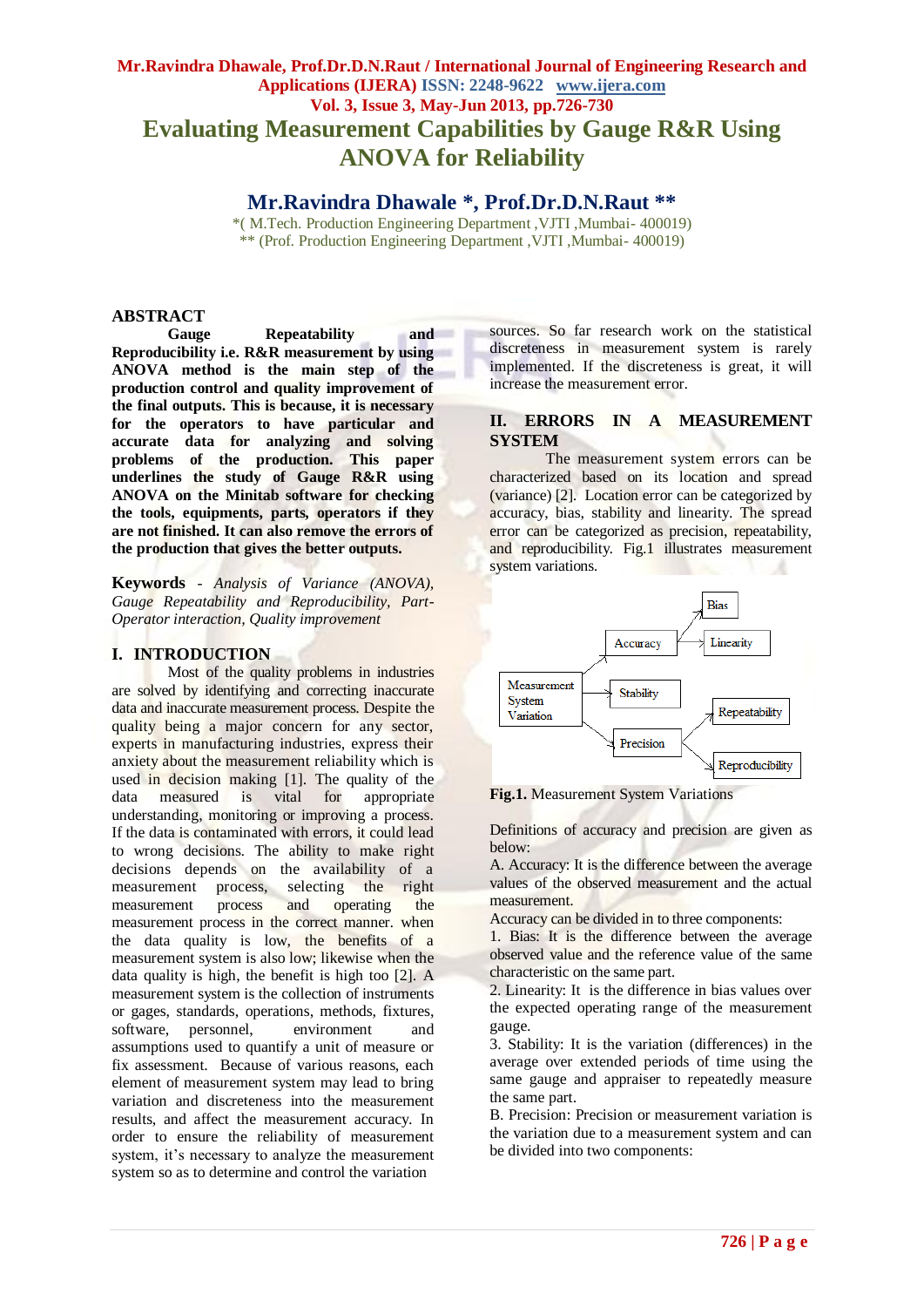# Evaluating Measurement Capabilities by Gauge R&R Using ANOVA for Reliability

## Mr.Ravindra Dhawale *, Prof.Dr.D.N.Raut **

*( M.Tech. Production Engineering Department ,VJTI ,Mumbai- 400019)
** (Prof. Production Engineering Department ,VJTI ,Mumbai- 400019)

## ABSTRACT

**Gauge Repeatability and Reproducibility i.e. R&R measurement by using ANOVA method is the main step of the production control and quality improvement of the final outputs. This is because, it is necessary for the operators to have particular and accurate data for analyzing and solving problems of the production. This paper underlines the study of Gauge R&R using ANOVA on the Minitab software for checking the tools, equipments, parts, operators if they are not finished. It can also remove the errors of the production that gives the better outputs.**

**Keywords** - *Analysis of Variance (ANOVA), Gauge Repeatability and Reproducibility, Part-Operator interaction, Quality improvement*

## I. INTRODUCTION

Most of the quality problems in industries are solved by identifying and correcting inaccurate data and inaccurate measurement process. Despite the quality being a major concern for any sector, experts in manufacturing industries, express their anxiety about the measurement reliability which is used in decision making [1]. The quality of the data measured is vital for appropriate understanding, monitoring or improving a process. If the data is contaminated with errors, it could lead to wrong decisions. The ability to make right decisions depends on the availability of a measurement process, selecting the right measurement process and operating the measurement process in the correct manner. when the data quality is low, the benefits of a measurement system is also low; likewise when the data quality is high, the benefit is high too [2]. A measurement system is the collection of instruments or gages, standards, operations, methods, fixtures, software, personnel, environment and assumptions used to quantify a unit of measure or fix assessment. Because of various reasons, each element of measurement system may lead to bring variation and discreteness into the measurement results, and affect the measurement accuracy. In order to ensure the reliability of measurement system, it's necessary to analyze the measurement system so as to determine and control the variation sources. So far research work on the statistical discreteness in measurement system is rarely implemented. If the discreteness is great, it will increase the measurement error.

## II. ERRORS IN A MEASUREMENT SYSTEM

The measurement system errors can be characterized based on its location and spread (variance) [2]. Location error can be categorized by accuracy, bias, stability and linearity. The spread error can be categorized as precision, repeatability, and reproducibility. Fig.1 illustrates measurement system variations.

```
Measurement System Variation
├── Accuracy
│   ├── Bias
│   └── Linearity
├── Stability
└── Precision
    ├── Repeatability
    └── Reproducibility
```

**Fig.1.** Measurement System Variations

Definitions of accuracy and precision are given as below:

A. Accuracy: It is the difference between the average values of the observed measurement and the actual measurement.

Accuracy can be divided in to three components:

1. Bias: It is the difference between the average observed value and the reference value of the same characteristic on the same part.
2. Linearity: It is the difference in bias values over the expected operating range of the measurement gauge.
3. Stability: It is the variation (differences) in the average over extended periods of time using the same gauge and appraiser to repeatedly measure the same part.

B. Precision: Precision or measurement variation is the variation due to a measurement system and can be divided into two components: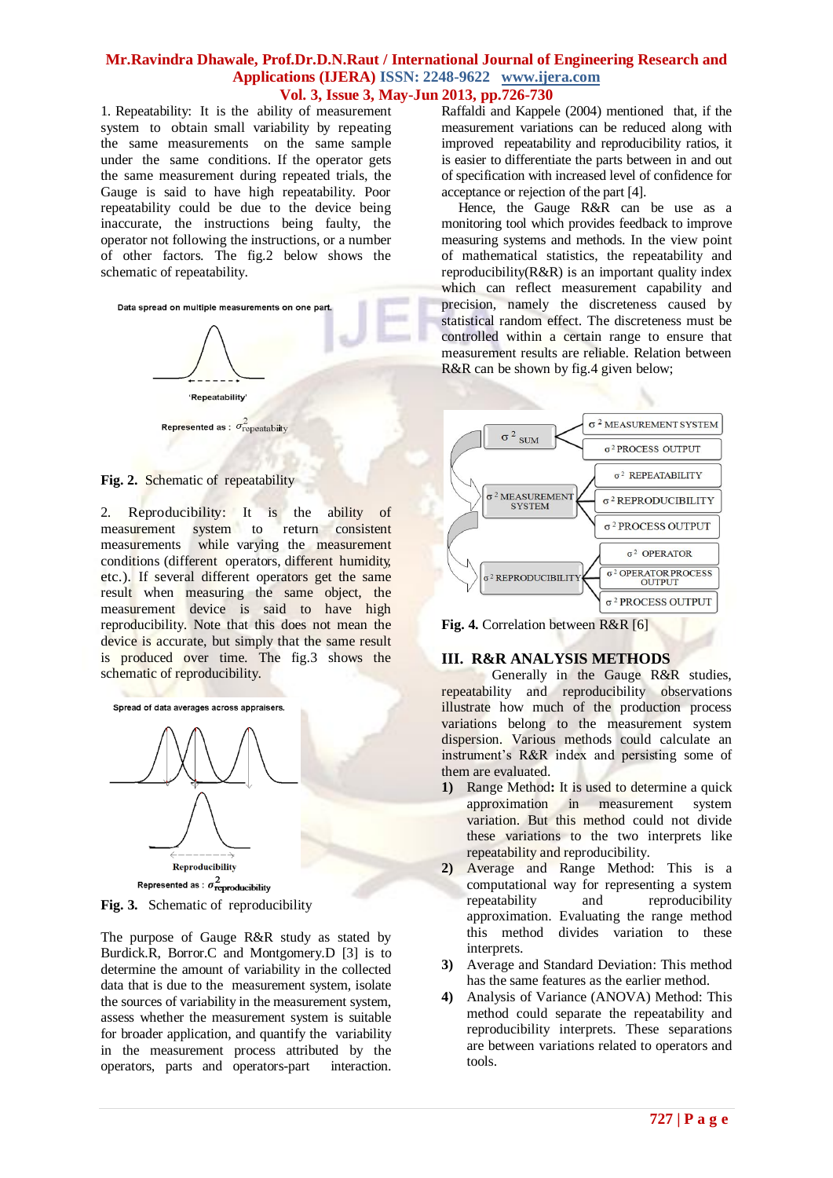1. Repeatability: It is the ability of measurement system to obtain small variability by repeating the same measurements on the same sample under the same conditions. If the operator gets the same measurement during repeated trials, the Gauge is said to have high repeatability. Poor repeatability could be due to the device being inaccurate, the instructions being faulty, the operator not following the instructions, or a number of other factors. The fig.2 below shows the schematic of repeatability.

Data spread on multiple measurements on one part.

'Repeatability'

Represented as : $\sigma^2_{repeatability}$

**Fig. 2.** Schematic of repeatability

2. Reproducibility: It is the ability of measurement system to return consistent measurements while varying the measurement conditions (different operators, different humidity, etc.). If several different operators get the same result when measuring the same object, the measurement device is said to have high reproducibility. Note that this does not mean the device is accurate, but simply that the same result is produced over time. The fig.3 shows the schematic of reproducibility.

Spread of data averages across appraisers.

Reproducibility

Represented as : $\sigma^2_{reproducibility}$

**Fig. 3.** Schematic of reproducibility

The purpose of Gauge R&R study as stated by Burdick.R, Borror.C and Montgomery.D [3] is to determine the amount of variability in the collected data that is due to the measurement system, isolate the sources of variability in the measurement system, assess whether the measurement system is suitable for broader application, and quantify the variability in the measurement process attributed by the operators, parts and operators-part interaction.

Raffaldi and Kappele (2004) mentioned that, if the measurement variations can be reduced along with improved repeatability and reproducibility ratios, it is easier to differentiate the parts between in and out of specification with increased level of confidence for acceptance or rejection of the part [4].

Hence, the Gauge R&R can be use as a monitoring tool which provides feedback to improve measuring systems and methods. In the view point of mathematical statistics, the repeatability and reproducibility(R&R) is an important quality index which can reflect measurement capability and precision, namely the discreteness caused by statistical random effect. The discreteness must be controlled within a certain range to ensure that measurement results are reliable. Relation between R&R can be shown by fig.4 given below;

$\sigma^2$ SUM → $\sigma^2$ MEASUREMENT SYSTEM, $\sigma^2$ PROCESS OUTPUT

$\sigma^2$ MEASUREMENT SYSTEM → $\sigma^2$ REPEATABILITY, $\sigma^2$ REPRODUCIBILITY, $\sigma^2$ PROCESS OUTPUT

$\sigma^2$ REPRODUCIBILITY → $\sigma^2$ OPERATOR, $\sigma^2$ OPERATOR PROCESS OUTPUT, $\sigma^2$ PROCESS OUTPUT

**Fig. 4.** Correlation between R&R [6]

## III. R&R ANALYSIS METHODS

Generally in the Gauge R&R studies, repeatability and reproducibility observations illustrate how much of the production process variations belong to the measurement system dispersion. Various methods could calculate an instrument's R&R index and persisting some of them are evaluated.

1) Range Method**:** It is used to determine a quick approximation in measurement system variation. But this method could not divide these variations to the two interprets like repeatability and reproducibility.
2) Average and Range Method: This is a computational way for representing a system repeatability and reproducibility approximation. Evaluating the range method this method divides variation to these interprets.
3) Average and Standard Deviation: This method has the same features as the earlier method.
4) Analysis of Variance (ANOVA) Method: This method could separate the repeatability and reproducibility interprets. These separations are between variations related to operators and tools.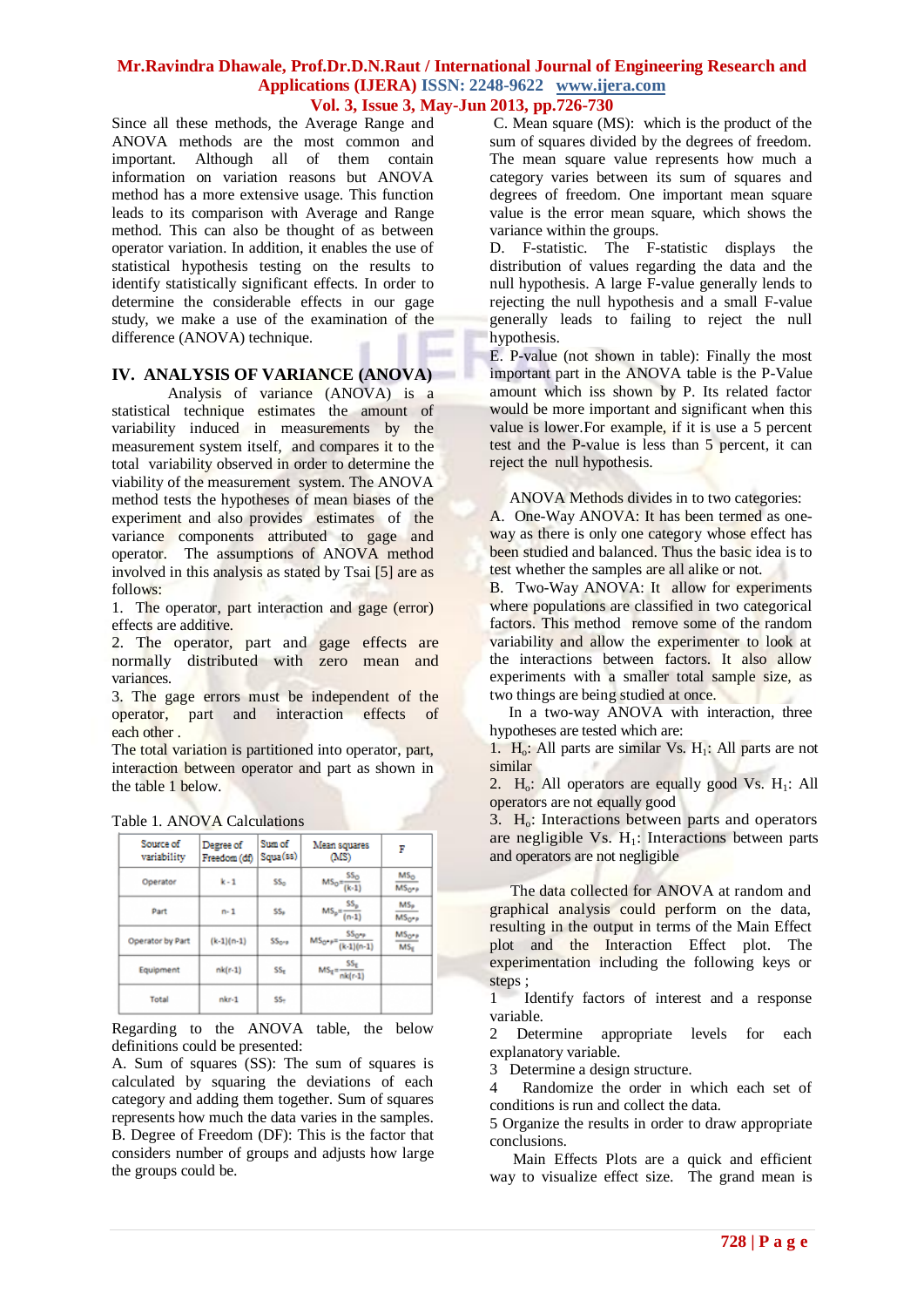Since all these methods, the Average Range and ANOVA methods are the most common and important. Although all of them contain information on variation reasons but ANOVA method has a more extensive usage. This function leads to its comparison with Average and Range method. This can also be thought of as between operator variation. In addition, it enables the use of statistical hypothesis testing on the results to identify statistically significant effects. In order to determine the considerable effects in our gage study, we make a use of the examination of the difference (ANOVA) technique.

## IV. ANALYSIS OF VARIANCE (ANOVA)

Analysis of variance (ANOVA) is a statistical technique estimates the amount of variability induced in measurements by the measurement system itself, and compares it to the total variability observed in order to determine the viability of the measurement system. The ANOVA method tests the hypotheses of mean biases of the experiment and also provides estimates of the variance components attributed to gage and operator. The assumptions of ANOVA method involved in this analysis as stated by Tsai [5] are as follows:

1. The operator, part interaction and gage (error) effects are additive.
2. The operator, part and gage effects are normally distributed with zero mean and variances.
3. The gage errors must be independent of the operator, part and interaction effects of each other .

The total variation is partitioned into operator, part, interaction between operator and part as shown in the table 1 below.

Table 1. ANOVA Calculations

| Source of variability | Degree of Freedom (df) | Sum of Squa (ss) | Mean squares (MS) | F |
|---|---|---|---|---|
| Operator | k - 1 | $SS_O$ | $MS_O = \frac{SS_O}{(k-1)}$ | $\frac{MS_O}{MS_{O*P}}$ |
| Part | n - 1 | $SS_P$ | $MS_P = \frac{SS_P}{(n-1)}$ | $\frac{MS_P}{MS_{O*P}}$ |
| Operator by Part | (k-1)(n-1) | $SS_{O*P}$ | $MS_{O*P} = \frac{SS_{O*P}}{(k-1)(n-1)}$ | $\frac{MS_{O*P}}{MS_E}$ |
| Equipment | nk(r-1) | $SS_E$ | $MS_E = \frac{SS_E}{nk(r-1)}$ | |
| Total | nkr-1 | $SS_T$ | | |

Regarding to the ANOVA table, the below definitions could be presented:

A. Sum of squares (SS): The sum of squares is calculated by squaring the deviations of each category and adding them together. Sum of squares represents how much the data varies in the samples.

B. Degree of Freedom (DF): This is the factor that considers number of groups and adjusts how large the groups could be.

C. Mean square (MS): which is the product of the sum of squares divided by the degrees of freedom. The mean square value represents how much a category varies between its sum of squares and degrees of freedom. One important mean square value is the error mean square, which shows the variance within the groups.

D. F-statistic. The F-statistic displays the distribution of values regarding the data and the null hypothesis. A large F-value generally lends to rejecting the null hypothesis and a small F-value generally leads to failing to reject the null hypothesis.

E. P-value (not shown in table): Finally the most important part in the ANOVA table is the P-Value amount which iss shown by P. Its related factor would be more important and significant when this value is lower.For example, if it is use a 5 percent test and the P-value is less than 5 percent, it can reject the null hypothesis.

ANOVA Methods divides in to two categories:

A. One-Way ANOVA: It has been termed as one-way as there is only one category whose effect has been studied and balanced. Thus the basic idea is to test whether the samples are all alike or not.

B. Two-Way ANOVA: It allow for experiments where populations are classified in two categorical factors. This method remove some of the random variability and allow the experimenter to look at the interactions between factors. It also allow experiments with a smaller total sample size, as two things are being studied at once.

In a two-way ANOVA with interaction, three hypotheses are tested which are:

1. $H_o$: All parts are similar Vs. $H_1$: All parts are not similar
2. $H_o$: All operators are equally good Vs. $H_1$: All operators are not equally good
3. $H_o$: Interactions between parts and operators are negligible Vs. $H_1$: Interactions between parts and operators are not negligible

The data collected for ANOVA at random and graphical analysis could perform on the data, resulting in the output in terms of the Main Effect plot and the Interaction Effect plot. The experimentation including the following keys or steps ;

1 Identify factors of interest and a response variable.

2 Determine appropriate levels for each explanatory variable.

3 Determine a design structure.

4 Randomize the order in which each set of conditions is run and collect the data.

5 Organize the results in order to draw appropriate conclusions.

Main Effects Plots are a quick and efficient way to visualize effect size. The grand mean is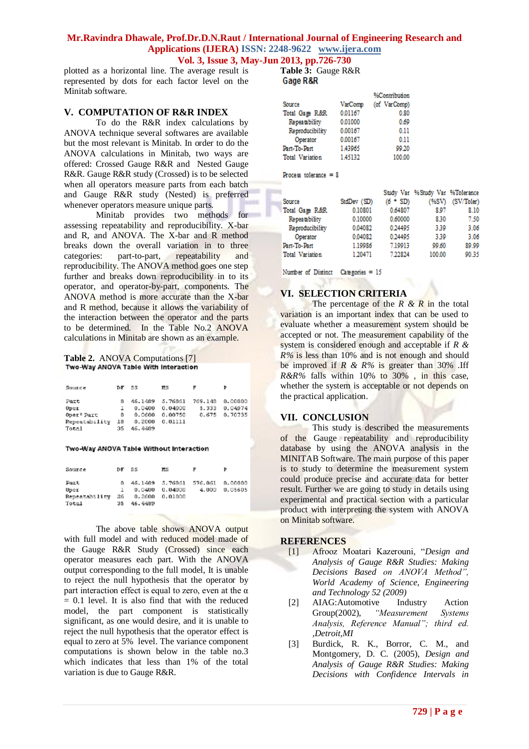plotted as a horizontal line. The average result is represented by dots for each factor level on the Minitab software.

## V. COMPUTATION OF R&R INDEX

To do the R&R index calculations by ANOVA technique several softwares are available but the most relevant is Minitab. In order to do the ANOVA calculations in Minitab, two ways are offered: Crossed Gauge R&R and Nested Gauge R&R. Gauge R&R study (Crossed) is to be selected when all operators measure parts from each batch and Gauge R&R study (Nested) is preferred whenever operators measure unique parts.

Minitab provides two methods for assessing repeatability and reproducibility. X-bar and R, and ANOVA. The X-bar and R method breaks down the overall variation in to three categories: part-to-part, repeatability and reproducibility. The ANOVA method goes one step further and breaks down reproducibility in to its operator, and operator-by-part, components. The ANOVA method is more accurate than the X-bar and R method, because it allows the variability of the interaction between the operator and the parts to be determined. In the Table No.2 ANOVA calculations in Minitab are shown as an example.

**Table 2.** ANOVA Computations [7]

**Two-Way ANOVA Table With Interaction**

| Source | DF | SS | MS | F | P |
|---|---|---|---|---|---|
| Part | 8 | 46.1489 | 5.76861 | 769.148 | 0.00000 |
| Oper | 1 | 0.0400 | 0.04000 | 5.333 | 0.04974 |
| Oper* Part | 8 | 0.0600 | 0.00750 | 0.675 | 0.70735 |
| Repeatability | 18 | 0.2000 | 0.01111 | | |
| Total | 35 | 46.4489 | | | |

**Two-Way ANOVA Table Without Interaction**

| Source | DF | SS | MS | F | P |
|---|---|---|---|---|---|
| Part | 8 | 46.1489 | 5.76861 | 576.861 | 0.00000 |
| Oper | 1 | 0.0400 | 0.04000 | 4.000 | 0.05605 |
| Repeatability | 26 | 0.2600 | 0.01000 | | |
| Total | 35 | 46.4489 | | | |

The above table shows ANOVA output with full model and with reduced model made of the Gauge R&R Study (Crossed) since each operator measures each part. With the ANOVA output corresponding to the full model, It is unable to reject the null hypothesis that the operator by part interaction effect is equal to zero, even at the $\alpha = 0.1$ level. It is also find that with the reduced model, the part component is statistically significant, as one would desire, and it is unable to reject the null hypothesis that the operator effect is equal to zero at 5% level. The variance component computations is shown below in the table no.3 which indicates that less than 1% of the total variation is due to Gauge R&R.

**Table 3:** Gauge R&R

**Gage R&R**

| Source | VarComp | %Contribution (of VarComp) |
|---|---|---|
| Total Gage R&R | 0.01167 | 0.80 |
| Repeatability | 0.01000 | 0.69 |
| Reproducibility | 0.00167 | 0.11 |
| Operator | 0.00167 | 0.11 |
| Part-To-Part | 1.43965 | 99.20 |
| Total Variation | 1.45132 | 100.00 |

Process tolerance = 8

| Source | StdDev (SD) | Study Var (6 * SD) | %Study Var (%SV) | %Tolerance (SV/Toler) |
|---|---|---|---|---|
| Total Gage R&R | 0.10801 | 0.64807 | 8.97 | 8.10 |
| Repeatability | 0.10000 | 0.60000 | 8.30 | 7.50 |
| Reproducibility | 0.04082 | 0.24495 | 3.39 | 3.06 |
| Operator | 0.04082 | 0.24495 | 3.39 | 3.06 |
| Part-To-Part | 1.19986 | 7.19913 | 99.60 | 89.99 |
| Total Variation | 1.20471 | 7.22824 | 100.00 | 90.35 |

Number of Distinct Categories = 15

## VI. SELECTION CRITERIA

The percentage of the *R & R* in the total variation is an important index that can be used to evaluate whether a measurement system should be accepted or not. The measurement capability of the system is considered enough and acceptable if *R & R%* is less than 10% and is not enough and should be improved if *R & R%* is greater than 30% .Iff *R&R%* falls within 10% to 30% , in this case, whether the system is acceptable or not depends on the practical application.

## VII. CONCLUSION

This study is described the measurements of the Gauge repeatability and reproducibility database by using the ANOVA analysis in the MINITAB Software. The main purpose of this paper is to study to determine the measurement system could produce precise and accurate data for better result. Further we are going to study in details using experimental and practical section with a particular product with interpreting the system with ANOVA on Minitab software.

## REFERENCES

[1] Afrooz Moatari Kazerouni, "*Design and Analysis of Gauge R&R Studies: Making Decisions Based on ANOVA Method", World Academy of Science, Engineering and Technology 52 (2009)*

[2] AIAG:Automotive Industry Action Group(2002), *"Measurement Systems Analysis, Reference Manual"; third ed. ,Detroit,MI*

[3] Burdick, R. K., Borror, C. M., and Montgomery, D. C. (2005), *Design and Analysis of Gauge R&R Studies: Making Decisions with Confidence Intervals in*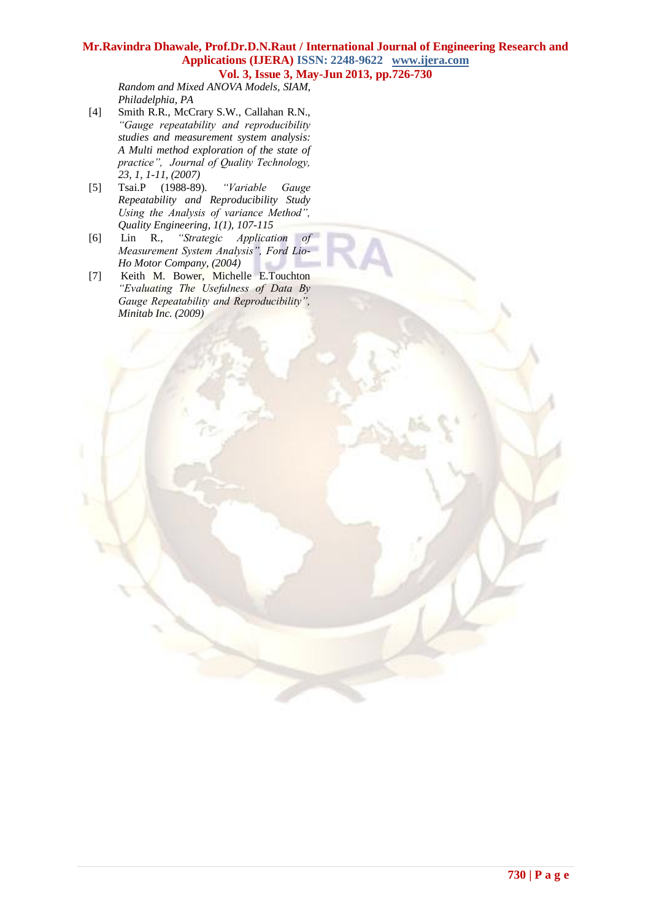*Random and Mixed ANOVA Models, SIAM, Philadelphia, PA*

[4] Smith R.R., McCrary S.W., Callahan R.N., *"Gauge repeatability and reproducibility studies and measurement system analysis: A Multi method exploration of the state of practice", Journal of Quality Technology, 23, 1, 1-11, (2007)*

[5] Tsai.P (1988-89). *"Variable Gauge Repeatability and Reproducibility Study Using the Analysis of variance Method", Quality Engineering, 1(1), 107-115*

[6] Lin R., *"Strategic Application of Measurement System Analysis", Ford Lio-Ho Motor Company, (2004)*

[7] Keith M. Bower, Michelle E.Touchton *"Evaluating The Usefulness of Data By Gauge Repeatability and Reproducibility", Minitab Inc. (2009)*